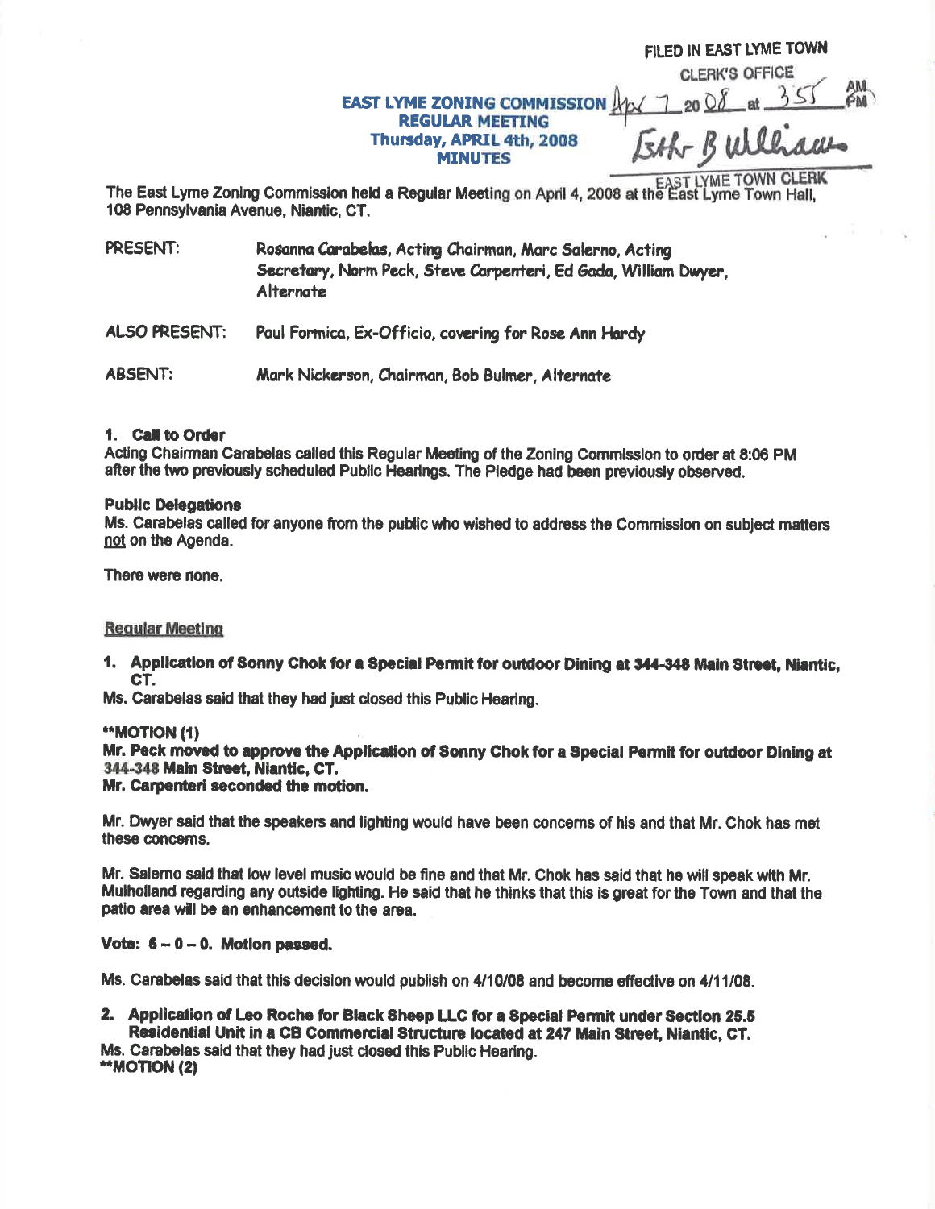FILED IN EAST LYME TOWN CLERK'S OFFICE Apr 7 2008 at 3:55 PM

Beth B Williams

EAST LYME TOWN CLERK

# EAST LYME ZONING COMMISSION
## REGULAR MEETING
### Thursday, APRIL 4th, 2008
### MINUTES

The East Lyme Zoning Commission held a Regular Meeting on April 4, 2008 at the East Lyme Town Hall, 108 Pennsylvania Avenue, Niantic, CT.

PRESENT: Rosanna Carabelas, Acting Chairman, Marc Salerno, Acting Secretary, Norm Peck, Steve Carpenteri, Ed Gada, William Dwyer, Alternate

ALSO PRESENT: Paul Formica, Ex-Officio, covering for Rose Ann Hardy

ABSENT: Mark Nickerson, Chairman, Bob Bulmer, Alternate

**1. Call to Order**

Acting Chairman Carabelas called this Regular Meeting of the Zoning Commission to order at 8:06 PM after the two previously scheduled Public Hearings. The Pledge had been previously observed.

**Public Delegations**

Ms. Carabelas called for anyone from the public who wished to address the Commission on subject matters not on the Agenda.

There were none.

**Regular Meeting**

**1. Application of Sonny Chok for a Special Permit for outdoor Dining at 344-348 Main Street, Niantic, CT.**

Ms. Carabelas said that they had just closed this Public Hearing.

**\*\*MOTION (1)**
**Mr. Peck moved to approve the Application of Sonny Chok for a Special Permit for outdoor Dining at 344-348 Main Street, Niantic, CT.**
**Mr. Carpenteri seconded the motion.**

Mr. Dwyer said that the speakers and lighting would have been concerns of his and that Mr. Chok has met these concerns.

Mr. Salerno said that low level music would be fine and that Mr. Chok has said that he will speak with Mr. Mulholland regarding any outside lighting. He said that he thinks that this is great for the Town and that the patio area will be an enhancement to the area.

**Vote: 6 – 0 – 0. Motion passed.**

Ms. Carabelas said that this decision would publish on 4/10/08 and become effective on 4/11/08.

**2. Application of Leo Roche for Black Sheep LLC for a Special Permit under Section 25.5 Residential Unit in a CB Commercial Structure located at 247 Main Street, Niantic, CT.**

Ms. Carabelas said that they had just closed this Public Hearing.

**\*\*MOTION (2)**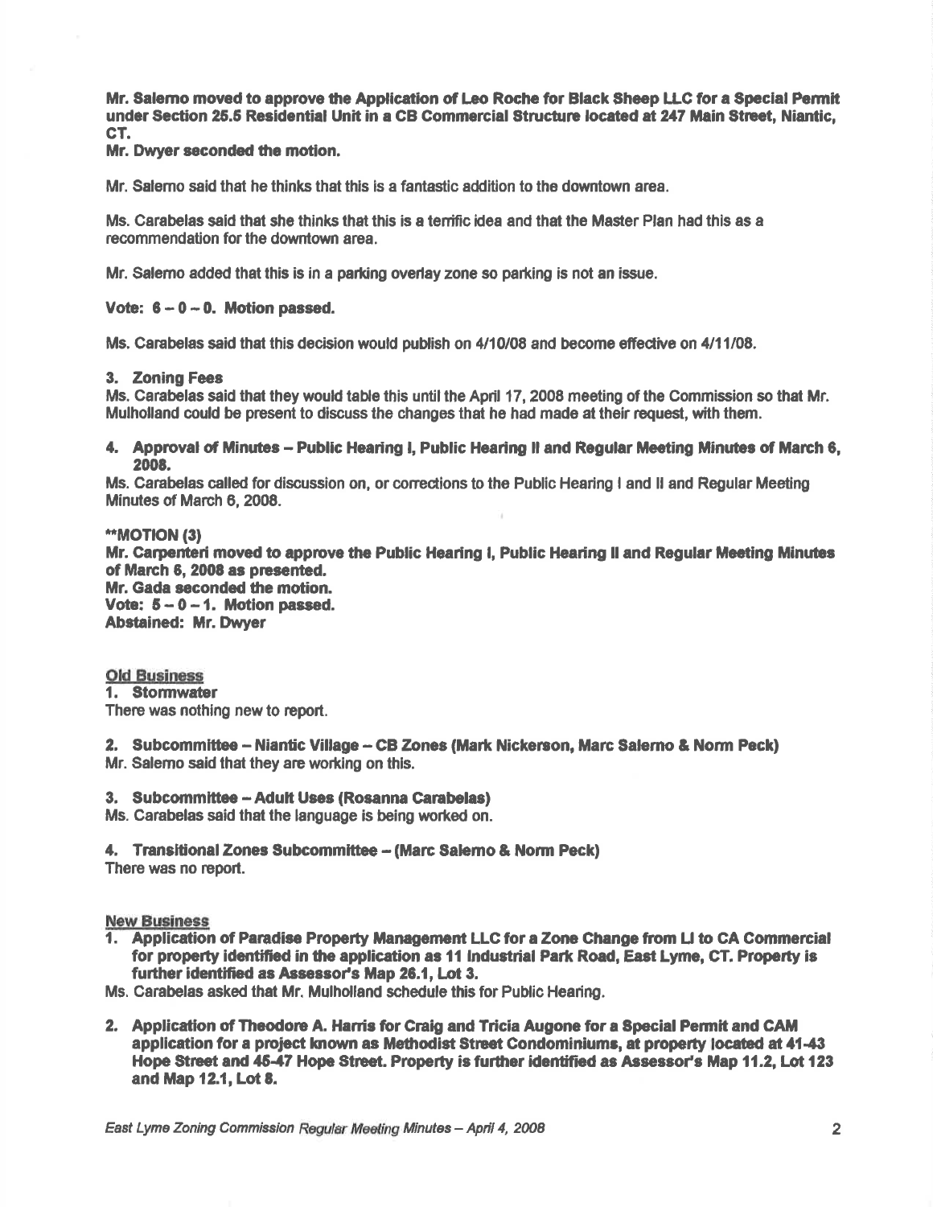**Mr. Salerno moved to approve the Application of Leo Roche for Black Sheep LLC for a Special Permit under Section 25.5 Residential Unit in a CB Commercial Structure located at 247 Main Street, Niantic, CT.**

**Mr. Dwyer seconded the motion.**

Mr. Salerno said that he thinks that this is a fantastic addition to the downtown area.

Ms. Carabelas said that she thinks that this is a terrific idea and that the Master Plan had this as a recommendation for the downtown area.

Mr. Salerno added that this is in a parking overlay zone so parking is not an issue.

**Vote: 6 – 0 – 0. Motion passed.**

Ms. Carabelas said that this decision would publish on 4/10/08 and become effective on 4/11/08.

**3. Zoning Fees**

Ms. Carabelas said that they would table this until the April 17, 2008 meeting of the Commission so that Mr. Mulholland could be present to discuss the changes that he had made at their request, with them.

**4. Approval of Minutes – Public Hearing I, Public Hearing II and Regular Meeting Minutes of March 6, 2008.**

Ms. Carabelas called for discussion on, or corrections to the Public Hearing I and II and Regular Meeting Minutes of March 6, 2008.

****MOTION (3)**

**Mr. Carpenteri moved to approve the Public Hearing I, Public Hearing II and Regular Meeting Minutes of March 6, 2008 as presented.**

**Mr. Gada seconded the motion.**

**Vote: 5 – 0 – 1. Motion passed.**

**Abstained: Mr. Dwyer**

**Old Business**

**1. Stormwater**

There was nothing new to report.

**2. Subcommittee – Niantic Village – CB Zones (Mark Nickerson, Marc Salerno & Norm Peck)**

Mr. Salerno said that they are working on this.

**3. Subcommittee – Adult Uses (Rosanna Carabelas)**

Ms. Carabelas said that the language is being worked on.

**4. Transitional Zones Subcommittee – (Marc Salerno & Norm Peck)**

There was no report.

**New Business**

1. **Application of Paradise Property Management LLC for a Zone Change from LI to CA Commercial for property identified in the application as 11 Industrial Park Road, East Lyme, CT. Property is further identified as Assessor's Map 26.1, Lot 3.**

Ms. Carabelas asked that Mr. Mulholland schedule this for Public Hearing.

2. **Application of Theodore A. Harris for Craig and Tricia Augone for a Special Permit and CAM application for a project known as Methodist Street Condominiums, at property located at 41-43 Hope Street and 45-47 Hope Street. Property is further identified as Assessor's Map 11.2, Lot 123 and Map 12.1, Lot 8.**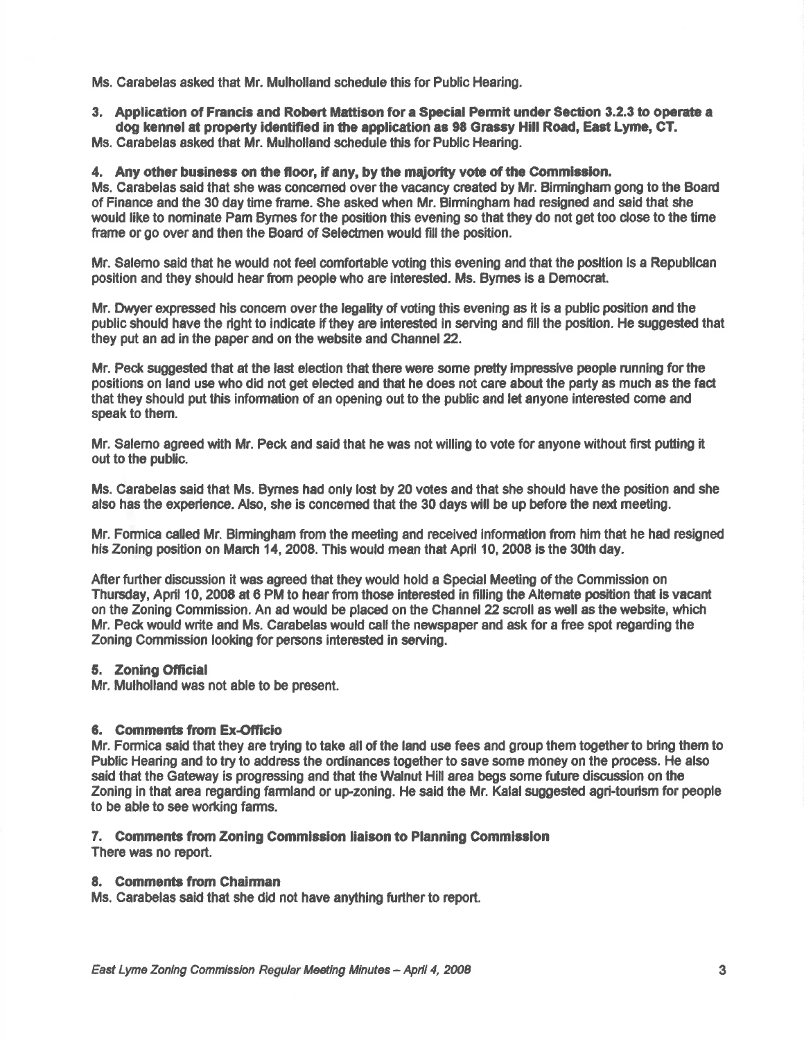Ms. Carabelas asked that Mr. Mulholland schedule this for Public Hearing.

**3. Application of Francis and Robert Mattison for a Special Permit under Section 3.2.3 to operate a dog kennel at property identified in the application as 98 Grassy Hill Road, East Lyme, CT.**

Ms. Carabelas asked that Mr. Mulholland schedule this for Public Hearing.

**4. Any other business on the floor, if any, by the majority vote of the Commission.**

Ms. Carabelas said that she was concerned over the vacancy created by Mr. Birmingham gong to the Board of Finance and the 30 day time frame. She asked when Mr. Birmingham had resigned and said that she would like to nominate Pam Byrnes for the position this evening so that they do not get too close to the time frame or go over and then the Board of Selectmen would fill the position.

Mr. Salerno said that he would not feel comfortable voting this evening and that the position is a Republican position and they should hear from people who are interested. Ms. Byrnes is a Democrat.

Mr. Dwyer expressed his concern over the legality of voting this evening as it is a public position and the public should have the right to indicate if they are interested in serving and fill the position. He suggested that they put an ad in the paper and on the website and Channel 22.

Mr. Peck suggested that at the last election that there were some pretty impressive people running for the positions on land use who did not get elected and that he does not care about the party as much as the fact that they should put this information of an opening out to the public and let anyone interested come and speak to them.

Mr. Salerno agreed with Mr. Peck and said that he was not willing to vote for anyone without first putting it out to the public.

Ms. Carabelas said that Ms. Byrnes had only lost by 20 votes and that she should have the position and she also has the experience. Also, she is concerned that the 30 days will be up before the next meeting.

Mr. Formica called Mr. Birmingham from the meeting and received information from him that he had resigned his Zoning position on March 14, 2008. This would mean that April 10, 2008 is the 30th day.

After further discussion it was agreed that they would hold a Special Meeting of the Commission on Thursday, April 10, 2008 at 6 PM to hear from those interested in filling the Alternate position that is vacant on the Zoning Commission. An ad would be placed on the Channel 22 scroll as well as the website, which Mr. Peck would write and Ms. Carabelas would call the newspaper and ask for a free spot regarding the Zoning Commission looking for persons interested in serving.

**5. Zoning Official**

Mr. Mulholland was not able to be present.

**6. Comments from Ex-Officio**

Mr. Formica said that they are trying to take all of the land use fees and group them together to bring them to Public Hearing and to try to address the ordinances together to save some money on the process. He also said that the Gateway is progressing and that the Walnut Hill area begs some future discussion on the Zoning in that area regarding farmland or up-zoning. He said the Mr. Kalal suggested agri-tourism for people to be able to see working farms.

**7. Comments from Zoning Commission liaison to Planning Commission**

There was no report.

**8. Comments from Chairman**

Ms. Carabelas said that she did not have anything further to report.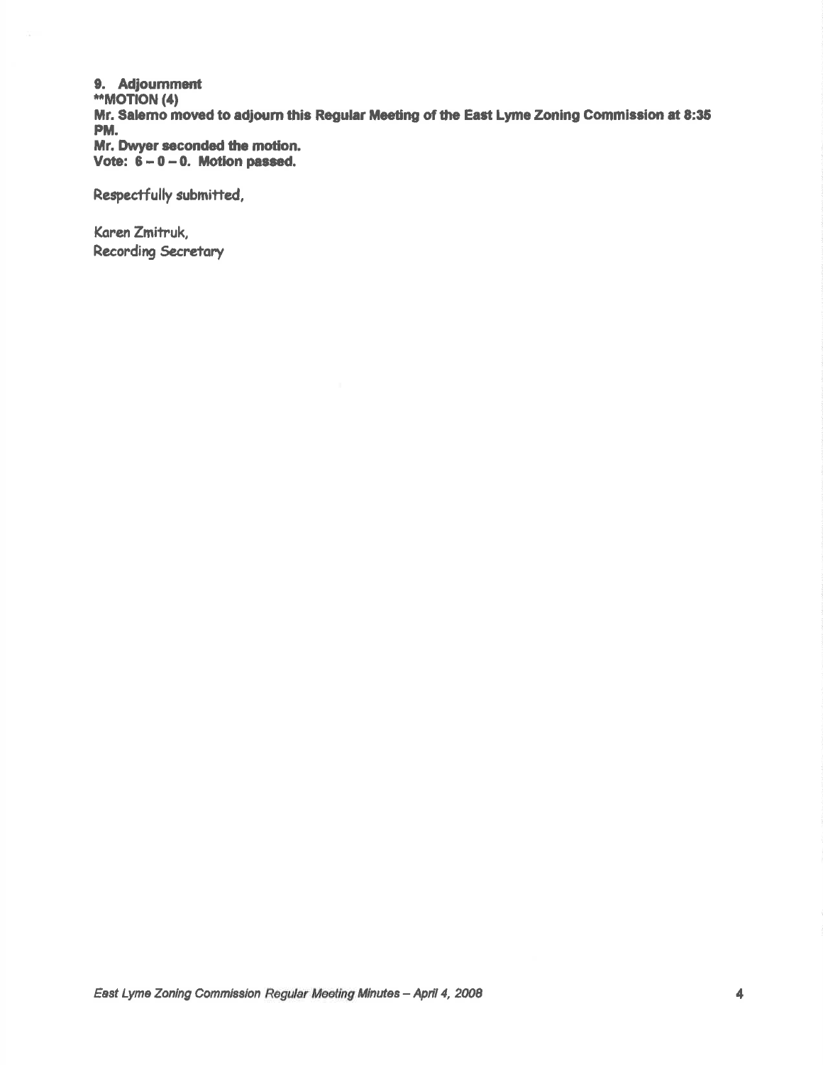**9. Adjournment**

****MOTION (4)**

**Mr. Salerno moved to adjourn this Regular Meeting of the East Lyme Zoning Commission at 8:35 PM.**

**Mr. Dwyer seconded the motion.**

**Vote: 6 – 0 – 0. Motion passed.**

Respectfully submitted,

Karen Zmitruk,
Recording Secretary